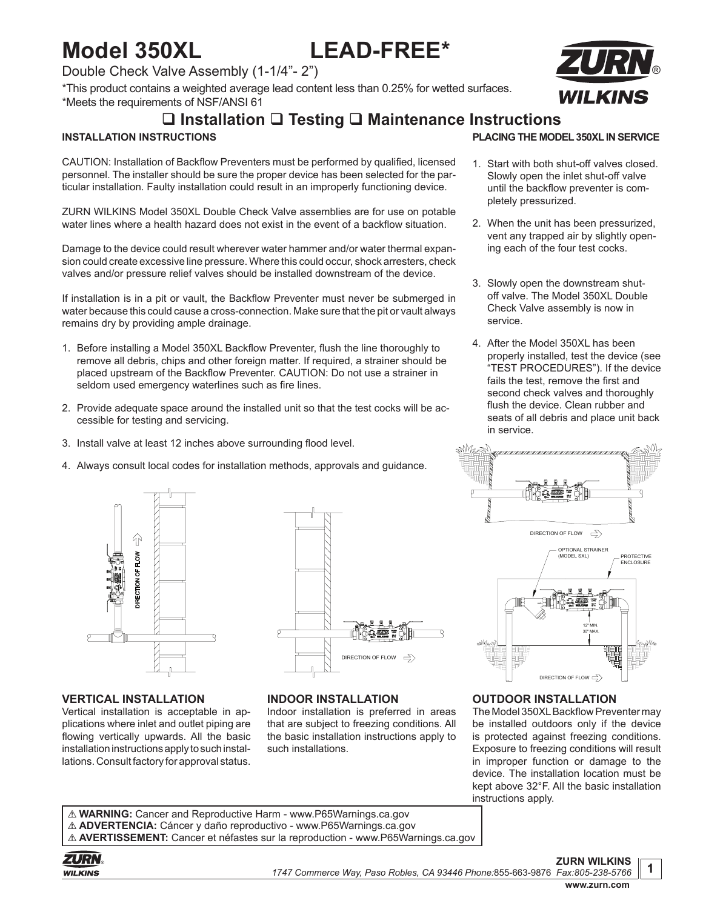# Model 350XL LEAD-FREE*

Double Check Valve Assembly (1-1/4”- 2”)

*This product contains a weighted average lead content less than 0.25% for wetted surfaces.
*Meets the requirements of NSF/ANSI 61

## ❑ Installation ❑ Testing ❑ Maintenance Instructions

### INSTALLATION INSTRUCTIONS

CAUTION: Installation of Backflow Preventers must be performed by qualified, licensed personnel. The installer should be sure the proper device has been selected for the particular installation. Faulty installation could result in an improperly functioning device.

ZURN WILKINS Model 350XL Double Check Valve assemblies are for use on potable water lines where a health hazard does not exist in the event of a backflow situation.

Damage to the device could result wherever water hammer and/or water thermal expansion could create excessive line pressure. Where this could occur, shock arresters, check valves and/or pressure relief valves should be installed downstream of the device.

If installation is in a pit or vault, the Backflow Preventer must never be submerged in water because this could cause a cross-connection. Make sure that the pit or vault always remains dry by providing ample drainage.

1. Before installing a Model 350XL Backflow Preventer, flush the line thoroughly to remove all debris, chips and other foreign matter. If required, a strainer should be placed upstream of the Backflow Preventer. CAUTION: Do not use a strainer in seldom used emergency waterlines such as fire lines.
2. Provide adequate space around the installed unit so that the test cocks will be accessible for testing and servicing.
3. Install valve at least 12 inches above surrounding flood level.
4. Always consult local codes for installation methods, approvals and guidance.

### PLACING THE MODEL 350XL IN SERVICE

1. Start with both shut-off valves closed. Slowly open the inlet shut-off valve until the backflow preventer is completely pressurized.
2. When the unit has been pressurized, vent any trapped air by slightly opening each of the four test cocks.
3. Slowly open the downstream shut-off valve. The Model 350XL Double Check Valve assembly is now in service.
4. After the Model 350XL has been properly installed, test the device (see “TEST PROCEDURES”). If the device fails the test, remove the first and second check valves and thoroughly flush the device. Clean rubber and seats of all debris and place unit back in service.

DIRECTION OF FLOW

OPTIONAL STRAINER (MODEL SXL)

PROTECTIVE ENCLOSURE

12" MIN. 30" MAX.

DIRECTION OF FLOW

DIRECTION OF FLOW

DIRECTION OF FLOW

### VERTICAL INSTALLATION

Vertical installation is acceptable in applications where inlet and outlet piping are flowing vertically upwards. All the basic installation instructions apply to such installations. Consult factory for approval status.

### INDOOR INSTALLATION

Indoor installation is preferred in areas that are subject to freezing conditions. All the basic installation instructions apply to such installations.

### OUTDOOR INSTALLATION

The Model 350XL Backflow Preventer may be installed outdoors only if the device is protected against freezing conditions. Exposure to freezing conditions will result in improper function or damage to the device. The installation location must be kept above 32°F. All the basic installation instructions apply.

⚠ **WARNING:** Cancer and Reproductive Harm - www.P65Warnings.ca.gov
⚠ **ADVERTENCIA:** Cáncer y daño reproductivo - www.P65Warnings.ca.gov
⚠ **AVERTISSEMENT:** Cancer et néfastes sur la reproduction - www.P65Warnings.ca.gov

**ZURN WILKINS**
*1747 Commerce Way, Paso Robles, CA 93446 Phone:*855-663-9876 *Fax:805-238-5766*
**www.zurn.com**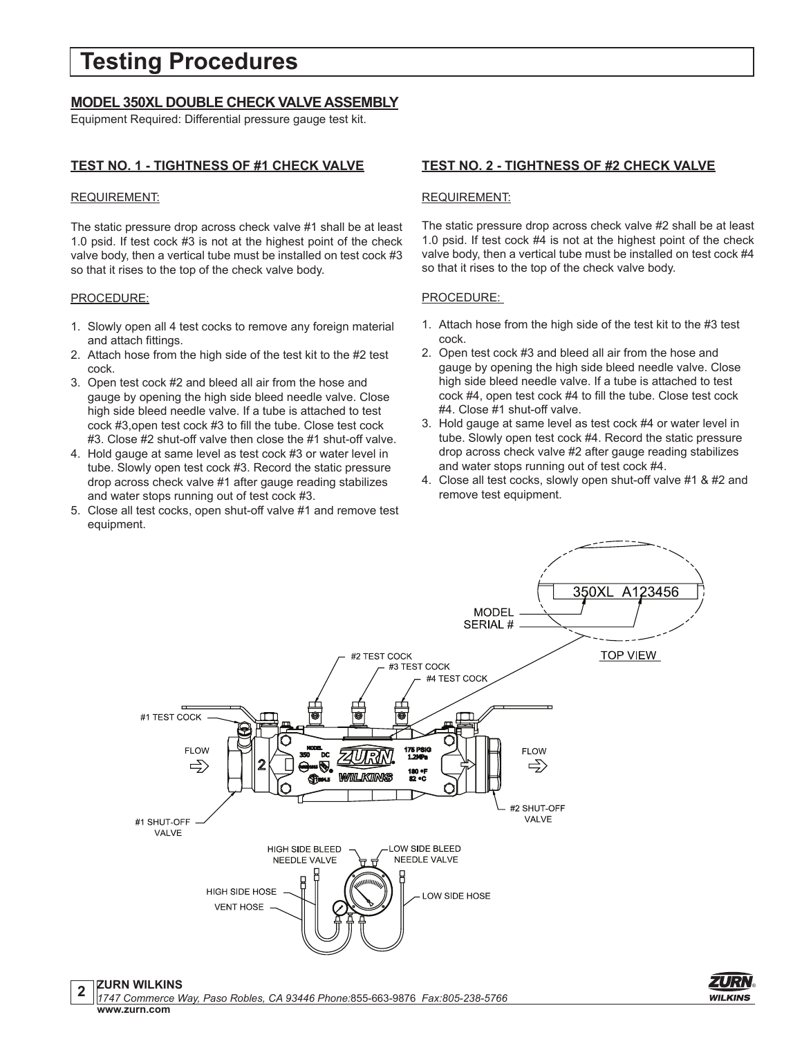# Testing Procedures

## MODEL 350XL DOUBLE CHECK VALVE ASSEMBLY

Equipment Required: Differential pressure gauge test kit.

### TEST NO. 1 - TIGHTNESS OF #1 CHECK VALVE

REQUIREMENT:

The static pressure drop across check valve #1 shall be at least 1.0 psid. If test cock #3 is not at the highest point of the check valve body, then a vertical tube must be installed on test cock #3 so that it rises to the top of the check valve body.

PROCEDURE:

1. Slowly open all 4 test cocks to remove any foreign material and attach fittings.
2. Attach hose from the high side of the test kit to the #2 test cock.
3. Open test cock #2 and bleed all air from the hose and gauge by opening the high side bleed needle valve. Close high side bleed needle valve. If a tube is attached to test cock #3,open test cock #3 to fill the tube. Close test cock #3. Close #2 shut-off valve then close the #1 shut-off valve.
4. Hold gauge at same level as test cock #3 or water level in tube. Slowly open test cock #3. Record the static pressure drop across check valve #1 after gauge reading stabilizes and water stops running out of test cock #3.
5. Close all test cocks, open shut-off valve #1 and remove test equipment.

### TEST NO. 2 - TIGHTNESS OF #2 CHECK VALVE

REQUIREMENT:

The static pressure drop across check valve #2 shall be at least 1.0 psid. If test cock #4 is not at the highest point of the check valve body, then a vertical tube must be installed on test cock #4 so that it rises to the top of the check valve body.

PROCEDURE:

1. Attach hose from the high side of the test kit to the #3 test cock.
2. Open test cock #3 and bleed all air from the hose and gauge by opening the high side bleed needle valve. Close high side bleed needle valve. If a tube is attached to test cock #4, open test cock #4 to fill the tube. Close test cock #4. Close #1 shut-off valve.
3. Hold gauge at same level as test cock #4 or water level in tube. Slowly open test cock #4. Record the static pressure drop across check valve #2 after gauge reading stabilizes and water stops running out of test cock #4.
4. Close all test cocks, slowly open shut-off valve #1 & #2 and remove test equipment.

MODEL
SERIAL #
350XL A123456
TOP VIEW

#1 TEST COCK
#2 TEST COCK
#3 TEST COCK
#4 TEST COCK
FLOW
FLOW
#1 SHUT-OFF VALVE
#2 SHUT-OFF VALVE
HIGH SIDE BLEED NEEDLE VALVE
LOW SIDE BLEED NEEDLE VALVE
HIGH SIDE HOSE
VENT HOSE
LOW SIDE HOSE

**ZURN WILKINS**
*1747 Commerce Way, Paso Robles, CA 93446 Phone:855-663-9876 Fax:805-238-5766*
**www.zurn.com**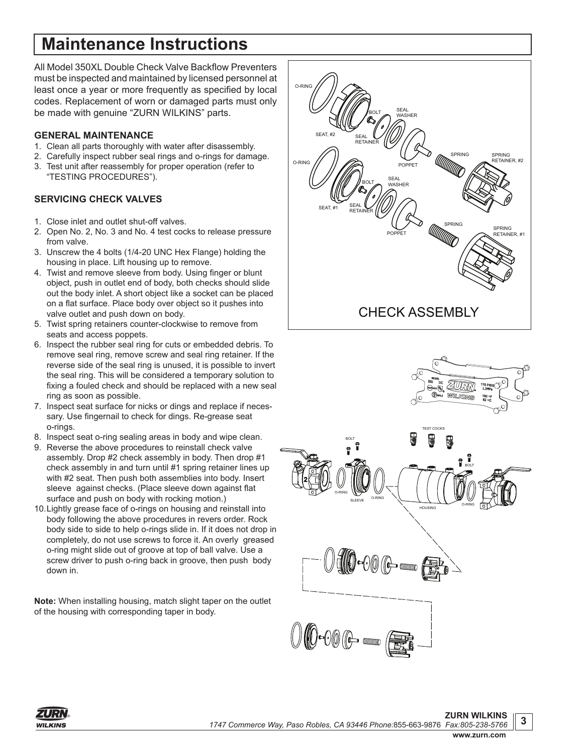# Maintenance Instructions

All Model 350XL Double Check Valve Backflow Preventers must be inspected and maintained by licensed personnel at least once a year or more frequently as specified by local codes. Replacement of worn or damaged parts must only be made with genuine "ZURN WILKINS" parts.

### GENERAL MAINTENANCE

1. Clean all parts thoroughly with water after disassembly.
2. Carefully inspect rubber seal rings and o-rings for damage.
3. Test unit after reassembly for proper operation (refer to "TESTING PROCEDURES").

### SERVICING CHECK VALVES

1. Close inlet and outlet shut-off valves.
2. Open No. 2, No. 3 and No. 4 test cocks to release pressure from valve.
3. Unscrew the 4 bolts (1/4-20 UNC Hex Flange) holding the housing in place. Lift housing up to remove.
4. Twist and remove sleeve from body. Using finger or blunt object, push in outlet end of body, both checks should slide out the body inlet. A short object like a socket can be placed on a flat surface. Place body over object so it pushes into valve outlet and push down on body.
5. Twist spring retainers counter-clockwise to remove from seats and access poppets.
6. Inspect the rubber seal ring for cuts or embedded debris. To remove seal ring, remove screw and seal ring retainer. If the reverse side of the seal ring is unused, it is possible to invert the seal ring. This will be considered a temporary solution to fixing a fouled check and should be replaced with a new seal ring as soon as possible.
7. Inspect seat surface for nicks or dings and replace if necessary. Use fingernail to check for dings. Re-grease seat o-rings.
8. Inspect seat o-ring sealing areas in body and wipe clean.
9. Reverse the above procedures to reinstall check valve assembly. Drop #2 check assembly in body. Then drop #1 check assembly in and turn until #1 spring retainer lines up with #2 seat. Then push both assemblies into body. Insert sleeve against checks. (Place sleeve down against flat surface and push on body with rocking motion.)
10. Lightly grease face of o-rings on housing and reinstall into body following the above procedures in revers order. Rock body side to side to help o-rings slide in. If it does not drop in completely, do not use screws to force it. An overly greased o-ring might slide out of groove at top of ball valve. Use a screw driver to push o-ring back in groove, then push body down in.

**Note:** When installing housing, match slight taper on the outlet of the housing with corresponding taper in body.

CHECK ASSEMBLY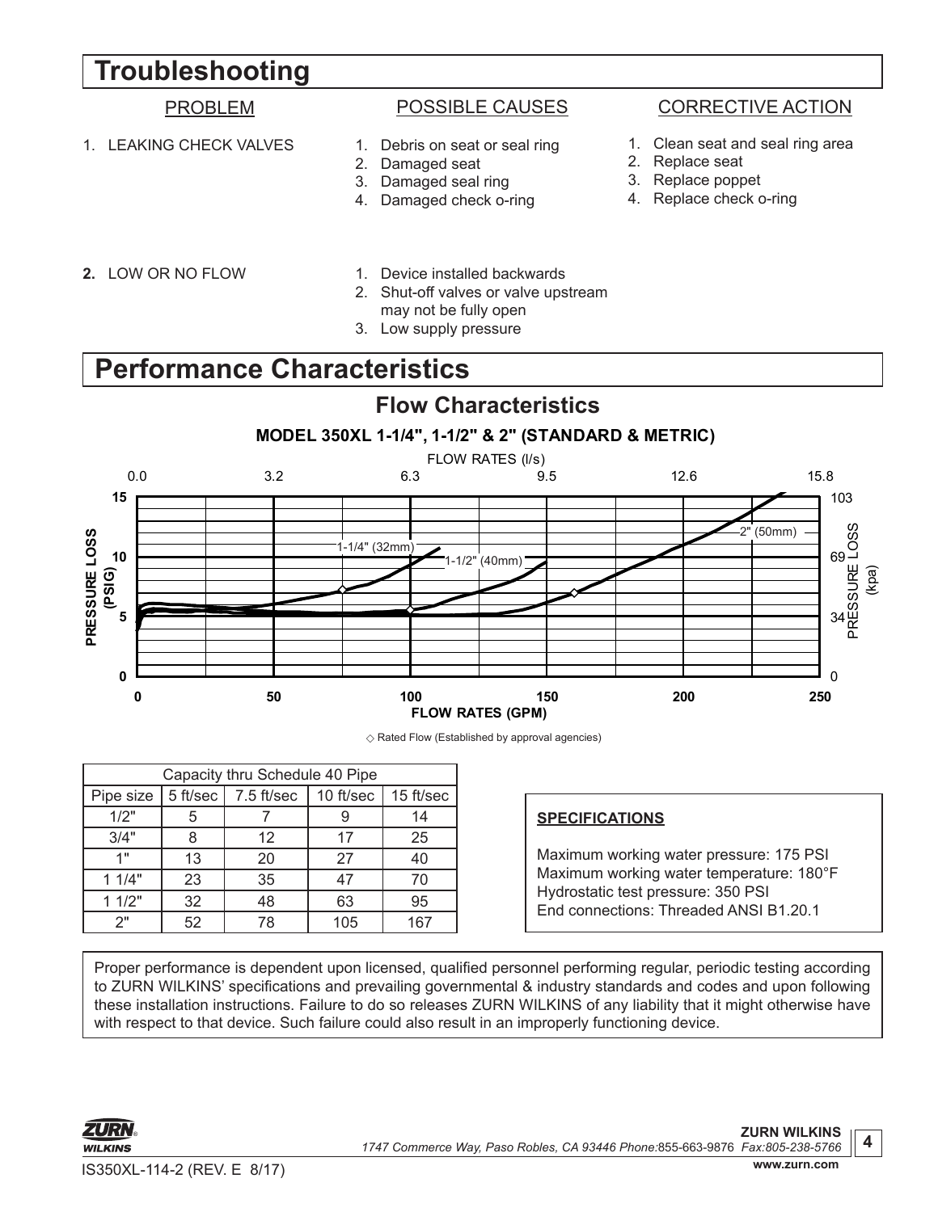## Troubleshooting

| PROBLEM | POSSIBLE CAUSES | CORRECTIVE ACTION |
|---|---|---|
| 1. LEAKING CHECK VALVES | 1. Debris on seat or seal ring<br>2. Damaged seat<br>3. Damaged seal ring<br>4. Damaged check o-ring | 1. Clean seat and seal ring area<br>2. Replace seat<br>3. Replace poppet<br>4. Replace check o-ring |
| **2.** LOW OR NO FLOW | 1. Device installed backwards<br>2. Shut-off valves or valve upstream may not be fully open<br>3. Low supply pressure | |

## Performance Characteristics

### Flow Characteristics

**MODEL 350XL 1-1/4", 1-1/2" & 2" (STANDARD & METRIC)**

FLOW RATES (l/s)

0.0 3.2 6.3 9.5 12.6 15.8

PRESSURE LOSS (PSIG)

15 10 5 0

PRESSURE LOSS (kpa)

103 69 34 0

1-1/4" (32mm)

1-1/2" (40mm)

2" (50mm)

0 50 100 150 200 250

FLOW RATES (GPM)

◇ Rated Flow (Established by approval agencies)

| Capacity thru Schedule 40 Pipe | | | | |
|---|---|---|---|---|
| Pipe size | 5 ft/sec | 7.5 ft/sec | 10 ft/sec | 15 ft/sec |
| 1/2" | 5 | 7 | 9 | 14 |
| 3/4" | 8 | 12 | 17 | 25 |
| 1" | 13 | 20 | 27 | 40 |
| 1 1/4" | 23 | 35 | 47 | 70 |
| 1 1/2" | 32 | 48 | 63 | 95 |
| 2" | 52 | 78 | 105 | 167 |

**SPECIFICATIONS**

Maximum working water pressure: 175 PSI
Maximum working water temperature: 180°F
Hydrostatic test pressure: 350 PSI
End connections: Threaded ANSI B1.20.1

Proper performance is dependent upon licensed, qualified personnel performing regular, periodic testing according to ZURN WILKINS' specifications and prevailing governmental & industry standards and codes and upon following these installation instructions. Failure to do so releases ZURN WILKINS of any liability that it might otherwise have with respect to that device. Such failure could also result in an improperly functioning device.

ZURN WILKINS
*1747 Commerce Way, Paso Robles, CA 93446 Phone:855-663-9876 Fax:805-238-5766*
www.zurn.com

IS350XL-114-2 (REV. E 8/17)